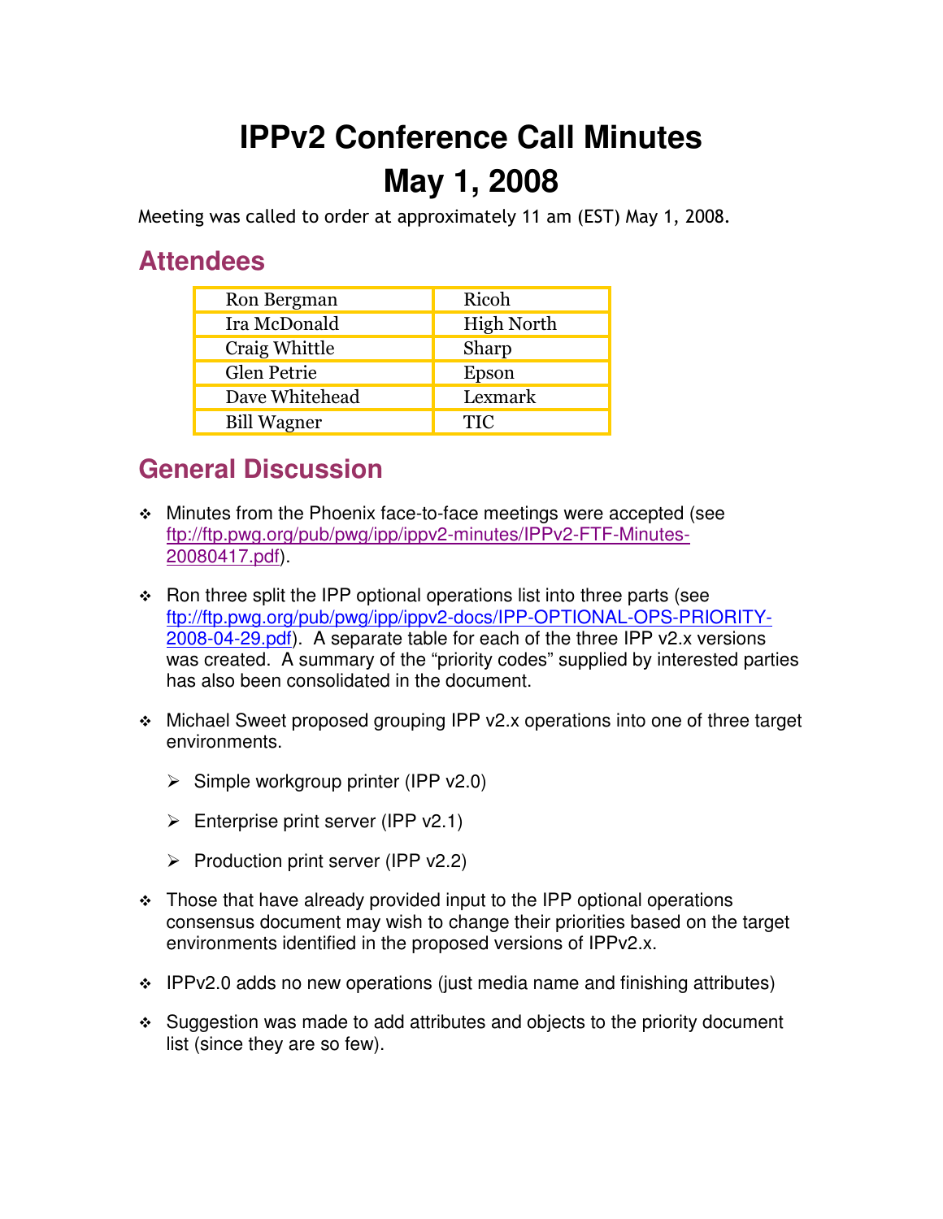# IPPv2 Conference Call Minutes
# May 1, 2008

Meeting was called to order at approximately 11 am (EST) May 1, 2008.

## Attendees

| | |
|---|---|
| Ron Bergman | Ricoh |
| Ira McDonald | High North |
| Craig Whittle | Sharp |
| Glen Petrie | Epson |
| Dave Whitehead | Lexmark |
| Bill Wagner | TIC |

## General Discussion

- Minutes from the Phoenix face-to-face meetings were accepted (see ftp://ftp.pwg.org/pub/pwg/ipp/ippv2-minutes/IPPv2-FTF-Minutes-20080417.pdf).
- Ron three split the IPP optional operations list into three parts (see ftp://ftp.pwg.org/pub/pwg/ipp/ippv2-docs/IPP-OPTIONAL-OPS-PRIORITY-2008-04-29.pdf). A separate table for each of the three IPP v2.x versions was created. A summary of the "priority codes" supplied by interested parties has also been consolidated in the document.
- Michael Sweet proposed grouping IPP v2.x operations into one of three target environments.
  - Simple workgroup printer (IPP v2.0)
  - Enterprise print server (IPP v2.1)
  - Production print server (IPP v2.2)
- Those that have already provided input to the IPP optional operations consensus document may wish to change their priorities based on the target environments identified in the proposed versions of IPPv2.x.
- IPPv2.0 adds no new operations (just media name and finishing attributes)
- Suggestion was made to add attributes and objects to the priority document list (since they are so few).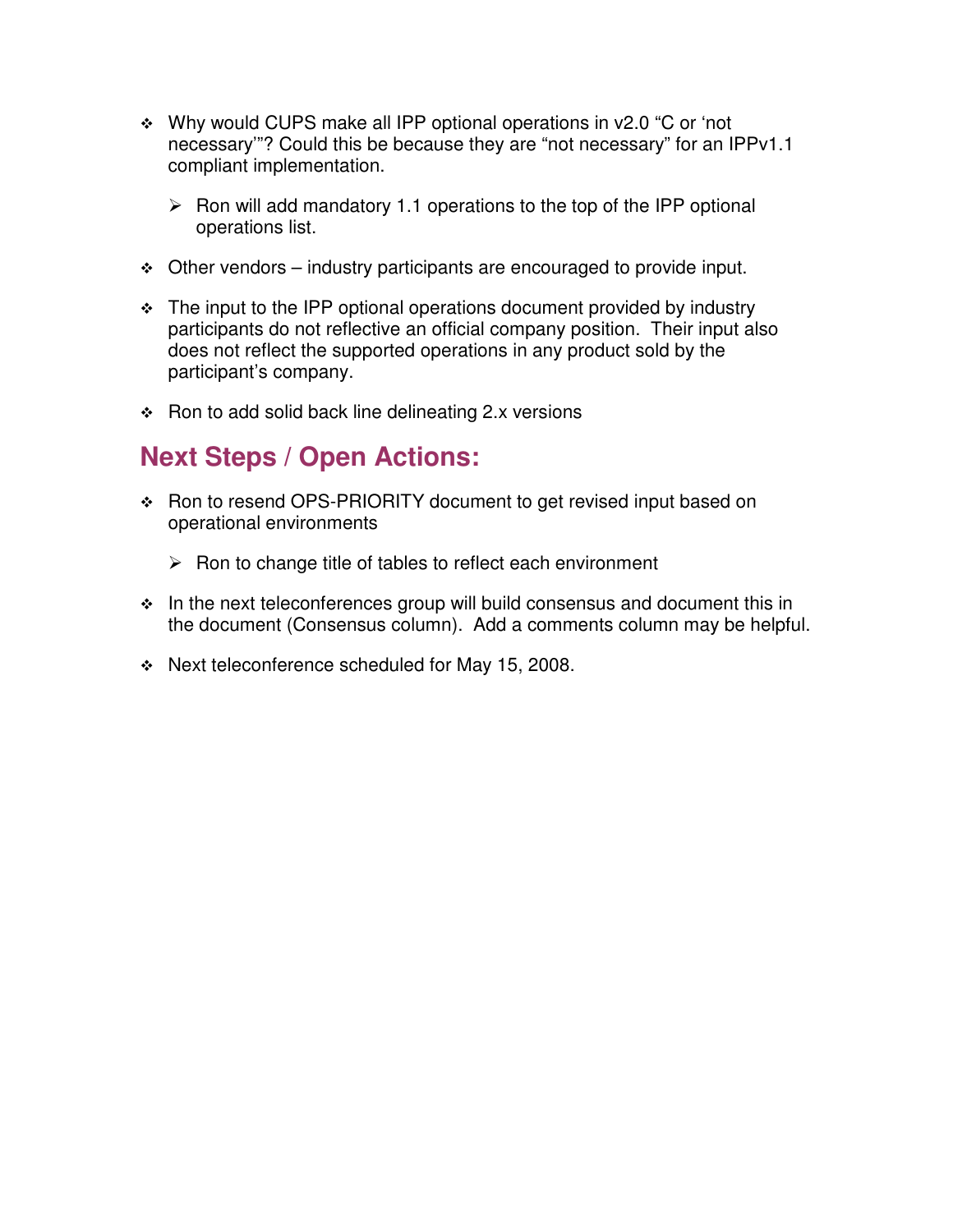- Why would CUPS make all IPP optional operations in v2.0 "C or 'not necessary'"? Could this be because they are "not necessary" for an IPPv1.1 compliant implementation.

  - Ron will add mandatory 1.1 operations to the top of the IPP optional operations list.

- Other vendors – industry participants are encouraged to provide input.

- The input to the IPP optional operations document provided by industry participants do not reflective an official company position. Their input also does not reflect the supported operations in any product sold by the participant's company.

- Ron to add solid back line delineating 2.x versions

## Next Steps / Open Actions:

- Ron to resend OPS-PRIORITY document to get revised input based on operational environments

  - Ron to change title of tables to reflect each environment

- In the next teleconferences group will build consensus and document this in the document (Consensus column). Add a comments column may be helpful.

- Next teleconference scheduled for May 15, 2008.